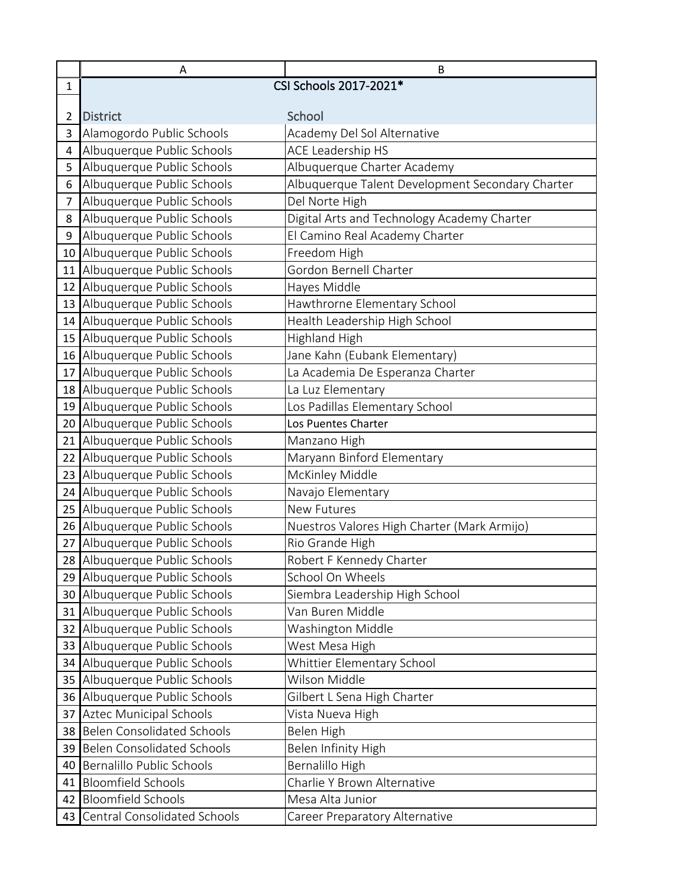| District | School |
| --- | --- |
| Alamogordo Public Schools | Academy Del Sol Alternative |
| Albuquerque Public Schools | ACE Leadership HS |
| Albuquerque Public Schools | Albuquerque Charter Academy |
| Albuquerque Public Schools | Albuquerque Talent Development Secondary Charter |
| Albuquerque Public Schools | Del Norte High |
| Albuquerque Public Schools | Digital Arts and Technology Academy Charter |
| Albuquerque Public Schools | El Camino Real Academy Charter |
| Albuquerque Public Schools | Freedom High |
| Albuquerque Public Schools | Gordon Bernell Charter |
| Albuquerque Public Schools | Hayes Middle |
| Albuquerque Public Schools | Hawthrorne Elementary School |
| Albuquerque Public Schools | Health Leadership High School |
| Albuquerque Public Schools | Highland High |
| Albuquerque Public Schools | Jane Kahn (Eubank Elementary) |
| Albuquerque Public Schools | La Academia De Esperanza Charter |
| Albuquerque Public Schools | La Luz Elementary |
| Albuquerque Public Schools | Los Padillas Elementary School |
| Albuquerque Public Schools | Los Puentes Charter |
| Albuquerque Public Schools | Manzano High |
| Albuquerque Public Schools | Maryann Binford Elementary |
| Albuquerque Public Schools | McKinley Middle |
| Albuquerque Public Schools | Navajo Elementary |
| Albuquerque Public Schools | New Futures |
| Albuquerque Public Schools | Nuestros Valores High Charter (Mark Armijo) |
| Albuquerque Public Schools | Rio Grande High |
| Albuquerque Public Schools | Robert F Kennedy Charter |
| Albuquerque Public Schools | School On Wheels |
| Albuquerque Public Schools | Siembra Leadership High School |
| Albuquerque Public Schools | Van Buren Middle |
| Albuquerque Public Schools | Washington Middle |
| Albuquerque Public Schools | West Mesa High |
| Albuquerque Public Schools | Whittier Elementary School |
| Albuquerque Public Schools | Wilson Middle |
| Albuquerque Public Schools | Gilbert L Sena High Charter |
| Aztec Municipal Schools | Vista Nueva High |
| Belen Consolidated Schools | Belen High |
| Belen Consolidated Schools | Belen Infinity High |
| Bernalillo Public Schools | Bernalillo High |
| Bloomfield Schools | Charlie Y Brown Alternative |
| Bloomfield Schools | Mesa Alta Junior |
| Central Consolidated Schools | Career Preparatory Alternative |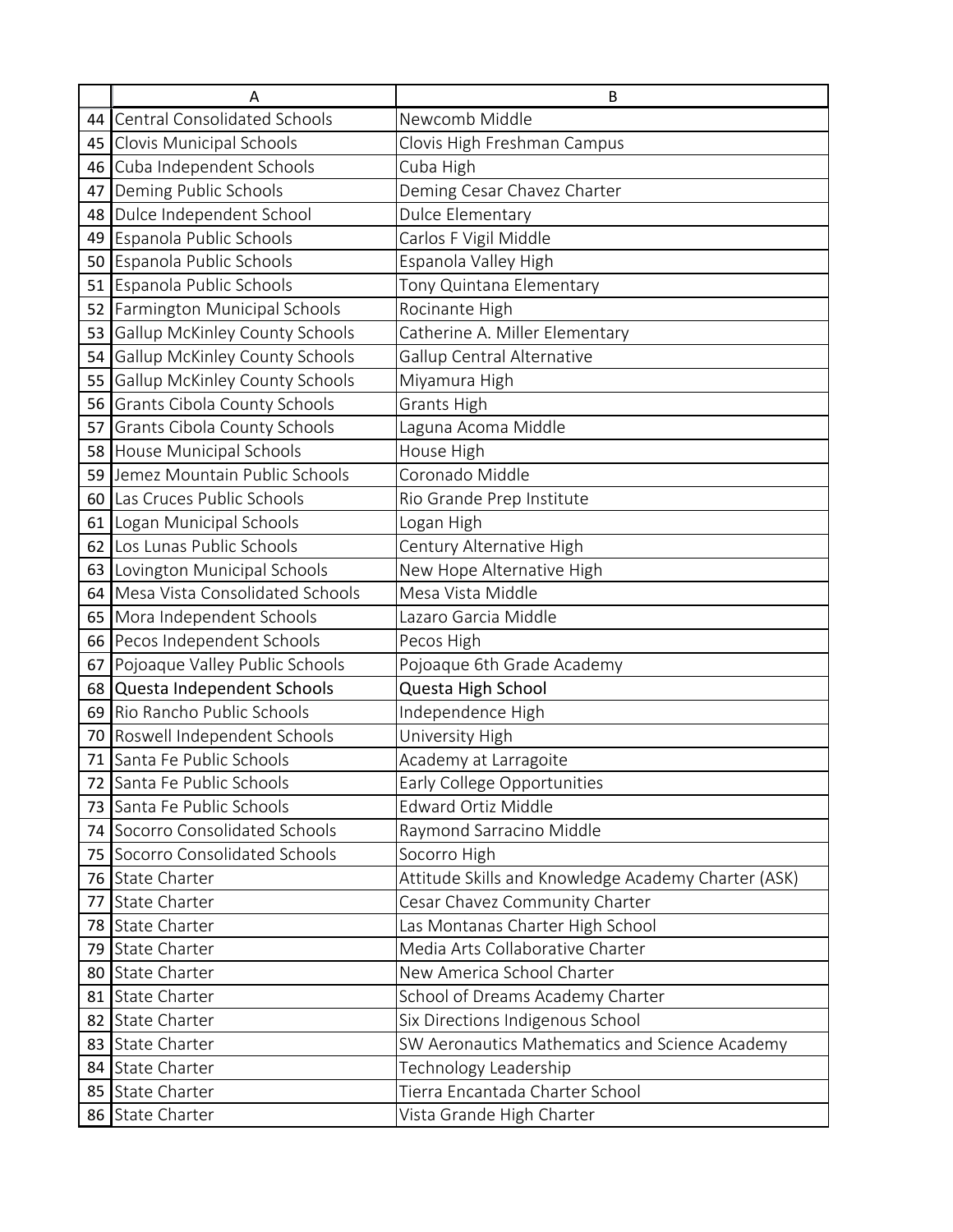| | A | B |
|---|---|---|
| 44 | Central Consolidated Schools | Newcomb Middle |
| 45 | Clovis Municipal Schools | Clovis High Freshman Campus |
| 46 | Cuba Independent Schools | Cuba High |
| 47 | Deming Public Schools | Deming Cesar Chavez Charter |
| 48 | Dulce Independent School | Dulce Elementary |
| 49 | Espanola Public Schools | Carlos F Vigil Middle |
| 50 | Espanola Public Schools | Espanola Valley High |
| 51 | Espanola Public Schools | Tony Quintana Elementary |
| 52 | Farmington Municipal Schools | Rocinante High |
| 53 | Gallup McKinley County Schools | Catherine A. Miller Elementary |
| 54 | Gallup McKinley County Schools | Gallup Central Alternative |
| 55 | Gallup McKinley County Schools | Miyamura High |
| 56 | Grants Cibola County Schools | Grants High |
| 57 | Grants Cibola County Schools | Laguna Acoma Middle |
| 58 | House Municipal Schools | House High |
| 59 | Jemez Mountain Public Schools | Coronado Middle |
| 60 | Las Cruces Public Schools | Rio Grande Prep Institute |
| 61 | Logan Municipal Schools | Logan High |
| 62 | Los Lunas Public Schools | Century Alternative High |
| 63 | Lovington Municipal Schools | New Hope Alternative High |
| 64 | Mesa Vista Consolidated Schools | Mesa Vista Middle |
| 65 | Mora Independent Schools | Lazaro Garcia Middle |
| 66 | Pecos Independent Schools | Pecos High |
| 67 | Pojoaque Valley Public Schools | Pojoaque 6th Grade Academy |
| 68 | Questa Independent Schools | Questa High School |
| 69 | Rio Rancho Public Schools | Independence High |
| 70 | Roswell Independent Schools | University High |
| 71 | Santa Fe Public Schools | Academy at Larragoite |
| 72 | Santa Fe Public Schools | Early College Opportunities |
| 73 | Santa Fe Public Schools | Edward Ortiz Middle |
| 74 | Socorro Consolidated Schools | Raymond Sarracino Middle |
| 75 | Socorro Consolidated Schools | Socorro High |
| 76 | State Charter | Attitude Skills and Knowledge Academy Charter (ASK) |
| 77 | State Charter | Cesar Chavez Community Charter |
| 78 | State Charter | Las Montanas Charter High School |
| 79 | State Charter | Media Arts Collaborative Charter |
| 80 | State Charter | New America School Charter |
| 81 | State Charter | School of Dreams Academy Charter |
| 82 | State Charter | Six Directions Indigenous School |
| 83 | State Charter | SW Aeronautics Mathematics and Science Academy |
| 84 | State Charter | Technology Leadership |
| 85 | State Charter | Tierra Encantada Charter School |
| 86 | State Charter | Vista Grande High Charter |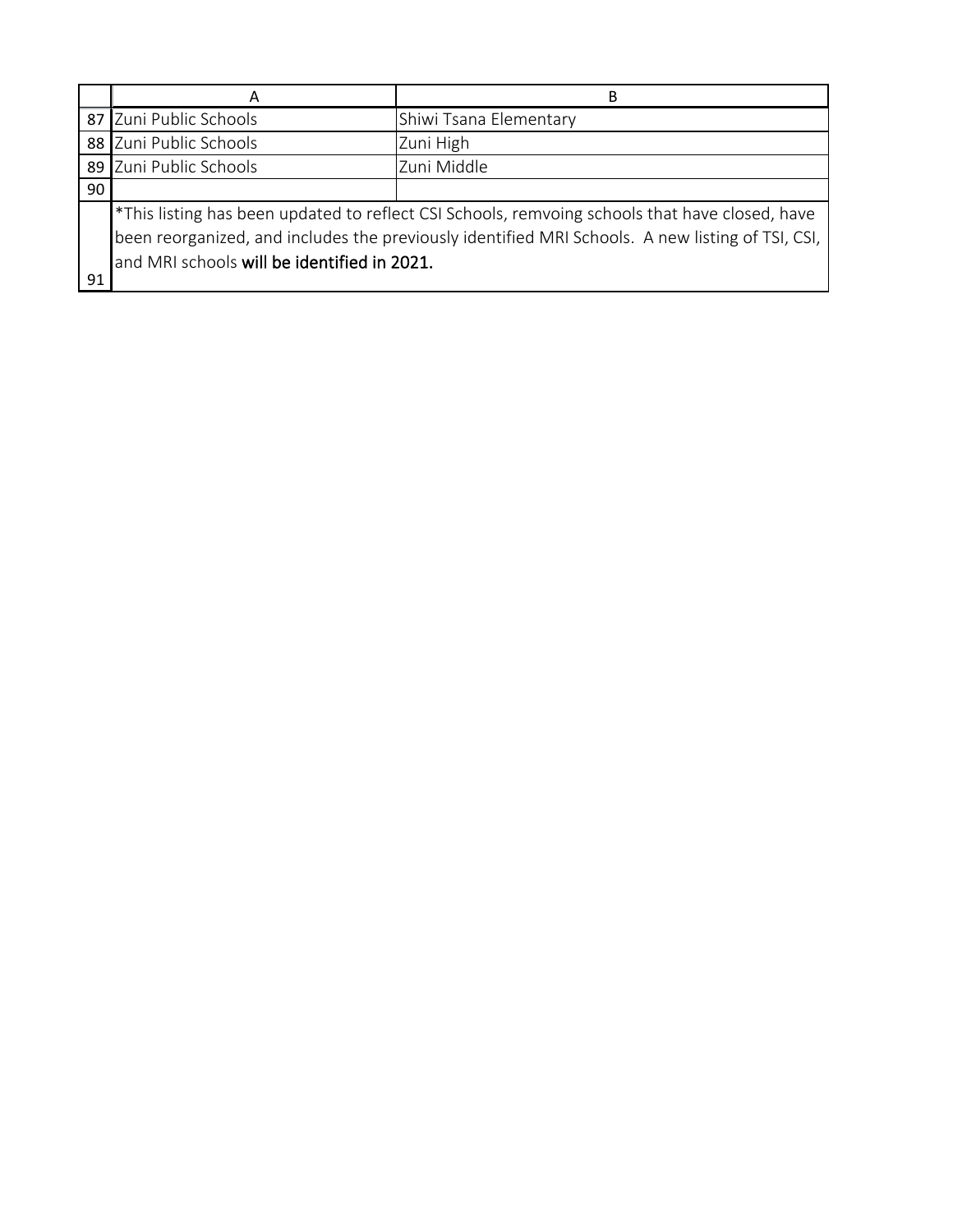| | A | B |
|---|---|---|
| 87 | Zuni Public Schools | Shiwi Tsana Elementary |
| 88 | Zuni Public Schools | Zuni High |
| 89 | Zuni Public Schools | Zuni Middle |
| 90 | | |
| 91 | *This listing has been updated to reflect CSI Schools, remvoing schools that have closed, have been reorganized, and includes the previously identified MRI Schools. A new listing of TSI, CSI, and MRI schools **will be identified in 2021.** | |